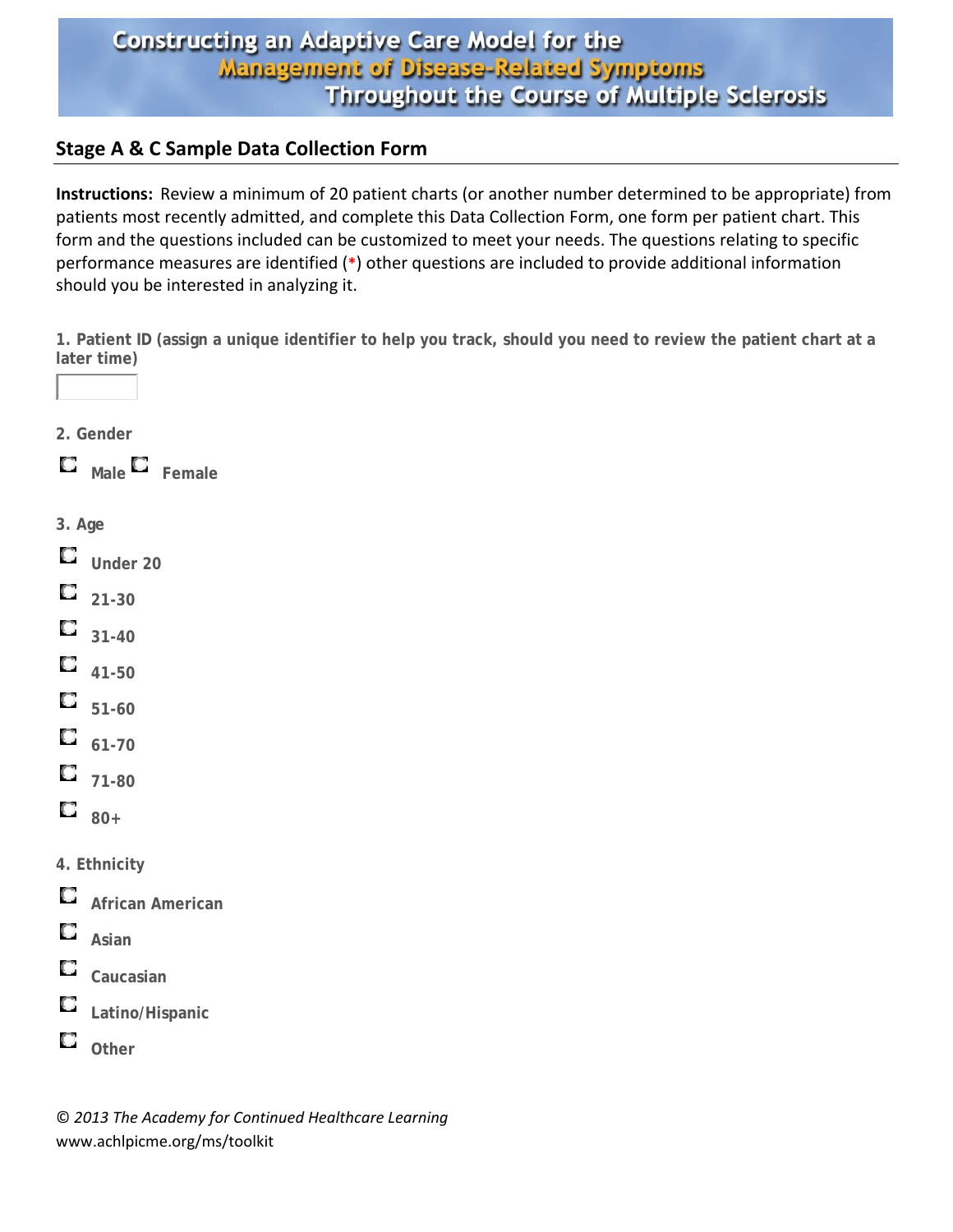# Constructing an Adaptive Care Model for the Management of Disease-Related Symptoms Throughout the Course of Multiple Sclerosis

## Stage A & C Sample Data Collection Form

**Instructions:** Review a minimum of 20 patient charts (or another number determined to be appropriate) from patients most recently admitted, and complete this Data Collection Form, one form per patient chart. This form and the questions included can be customized to meet your needs. The questions relating to specific performance measures are identified (*) other questions are included to provide additional information should you be interested in analyzing it.

**1. Patient ID (assign a unique identifier to help you track, should you need to review the patient chart at a later time)**

[ ]

**2. Gender**

- ☐ Male ☐ Female

**3. Age**

- ☐ Under 20
- ☐ 21-30
- ☐ 31-40
- ☐ 41-50
- ☐ 51-60
- ☐ 61-70
- ☐ 71-80
- ☐ 80+

**4. Ethnicity**

- ☐ African American
- ☐ Asian
- ☐ Caucasian
- ☐ Latino/Hispanic
- ☐ Other

*© 2013 The Academy for Continued Healthcare Learning*
www.achlpicme.org/ms/toolkit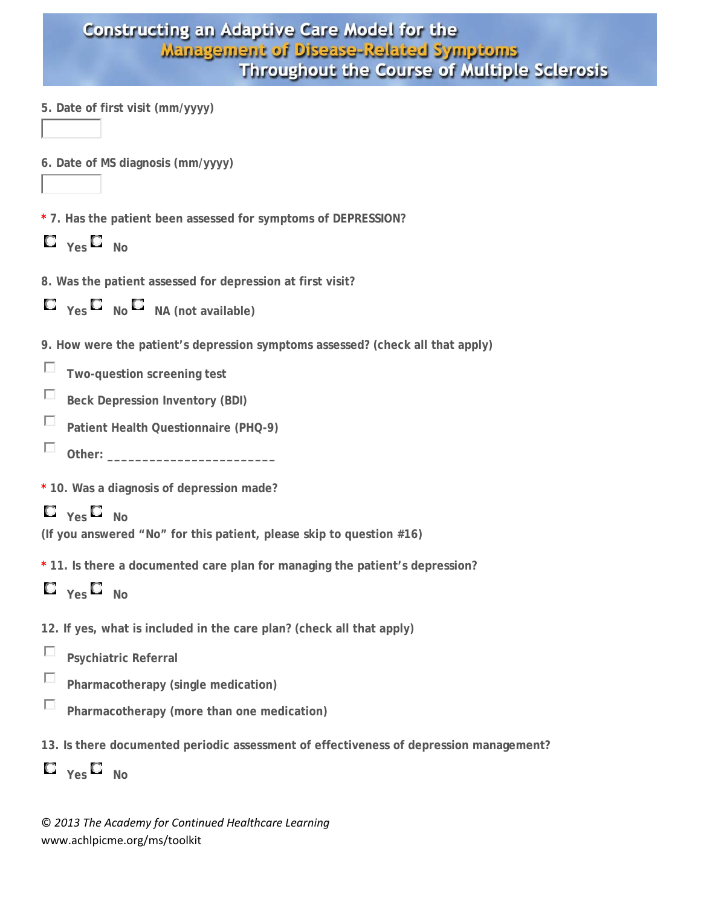# Constructing an Adaptive Care Model for the Management of Disease-Related Symptoms Throughout the Course of Multiple Sclerosis

**5. Date of first visit (mm/yyyy)**

**6. Date of MS diagnosis (mm/yyyy)**

**\* 7. Has the patient been assessed for symptoms of DEPRESSION?**

- Yes
- No

**8. Was the patient assessed for depression at first visit?**

- Yes
- No
- NA (not available)

**9. How were the patient's depression symptoms assessed? (check all that apply)**

- Two-question screening test
- Beck Depression Inventory (BDI)
- Patient Health Questionnaire (PHQ-9)
- Other: ________________________

**\* 10. Was a diagnosis of depression made?**

- Yes
- No

**(If you answered "No" for this patient, please skip to question #16)**

**\* 11. Is there a documented care plan for managing the patient's depression?**

- Yes
- No

**12. If yes, what is included in the care plan? (check all that apply)**

- Psychiatric Referral
- Pharmacotherapy (single medication)
- Pharmacotherapy (more than one medication)

**13. Is there documented periodic assessment of effectiveness of depression management?**

- Yes
- No

*© 2013 The Academy for Continued Healthcare Learning*
www.achlpicme.org/ms/toolkit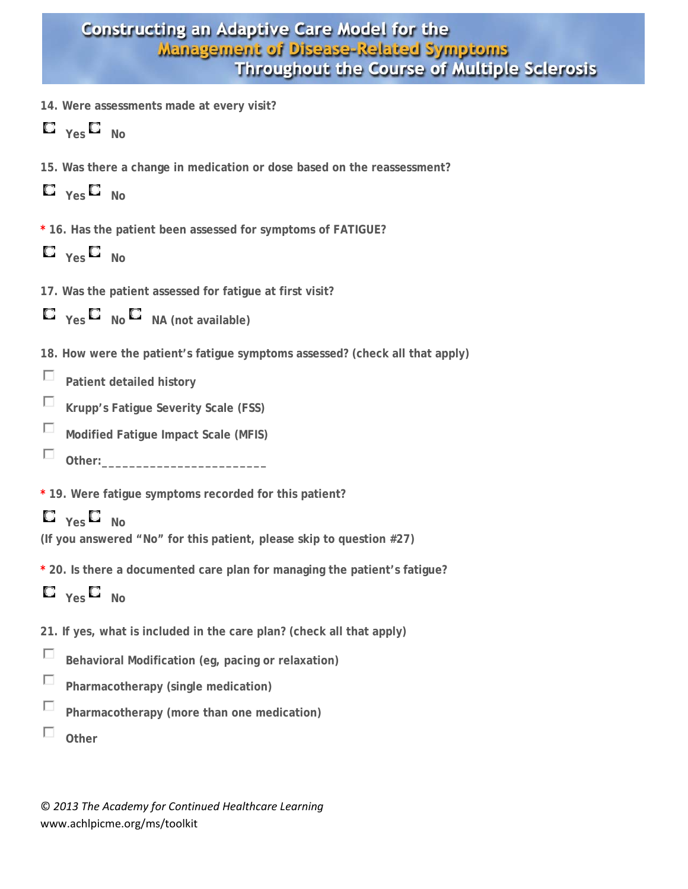# Constructing an Adaptive Care Model for the Management of Disease-Related Symptoms Throughout the Course of Multiple Sclerosis

**14. Were assessments made at every visit?**

☐ Yes ☐ No

**15. Was there a change in medication or dose based on the reassessment?**

☐ Yes ☐ No

**\* 16. Has the patient been assessed for symptoms of FATIGUE?**

☐ Yes ☐ No

**17. Was the patient assessed for fatigue at first visit?**

☐ Yes ☐ No ☐ NA (not available)

**18. How were the patient's fatigue symptoms assessed? (check all that apply)**

- ☐ Patient detailed history
- ☐ Krupp's Fatigue Severity Scale (FSS)
- ☐ Modified Fatigue Impact Scale (MFIS)
- ☐ Other:________________________

**\* 19. Were fatigue symptoms recorded for this patient?**

☐ Yes ☐ No

**(If you answered "No" for this patient, please skip to question #27)**

**\* 20. Is there a documented care plan for managing the patient's fatigue?**

☐ Yes ☐ No

**21. If yes, what is included in the care plan? (check all that apply)**

- ☐ Behavioral Modification (eg, pacing or relaxation)
- ☐ Pharmacotherapy (single medication)
- ☐ Pharmacotherapy (more than one medication)
- ☐ Other

*© 2013 The Academy for Continued Healthcare Learning*
www.achlpicme.org/ms/toolkit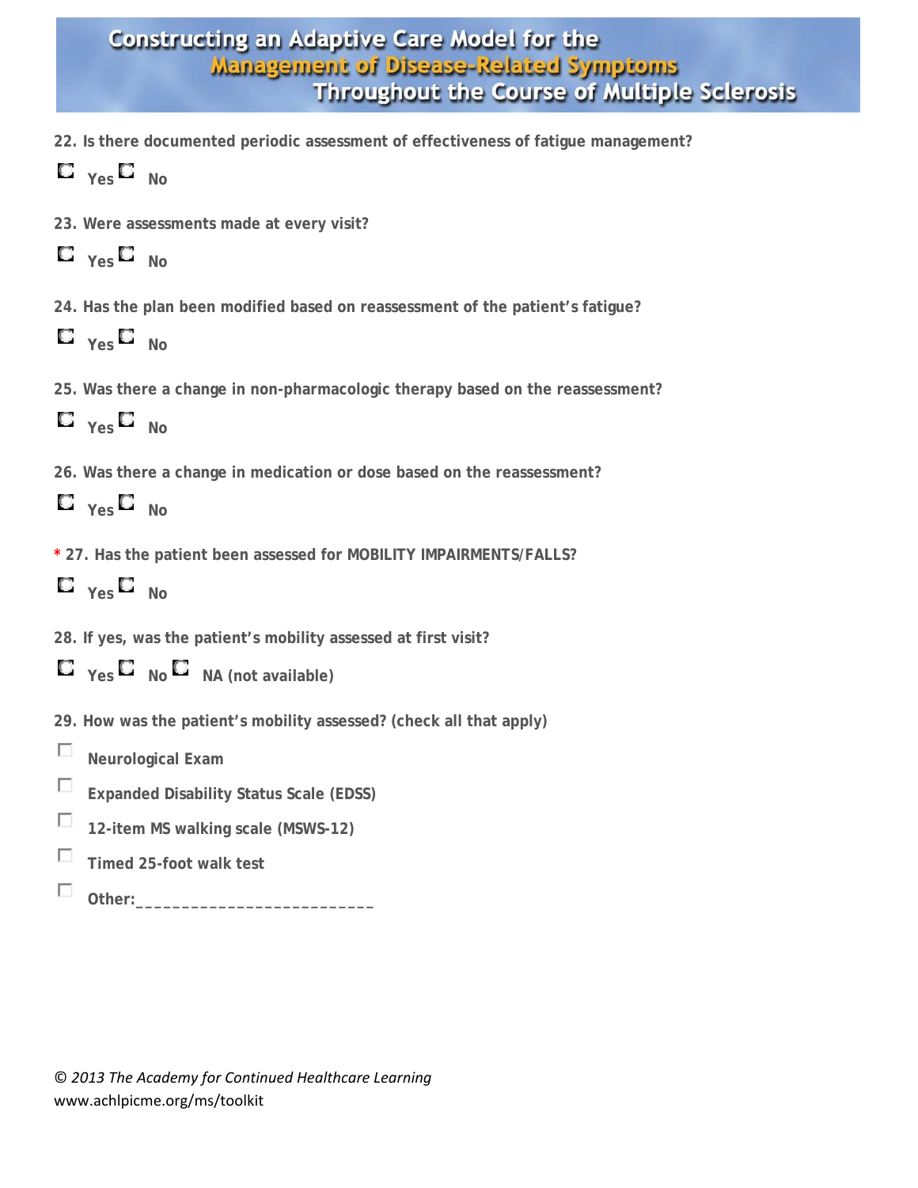22. Is there documented periodic assessment of effectiveness of fatigue management?

☐ Yes ☐ No

23. Were assessments made at every visit?

☐ Yes ☐ No

24. Has the plan been modified based on reassessment of the patient's fatigue?

☐ Yes ☐ No

25. Was there a change in non-pharmacologic therapy based on the reassessment?

☐ Yes ☐ No

26. Was there a change in medication or dose based on the reassessment?

☐ Yes ☐ No

* 27. Has the patient been assessed for MOBILITY IMPAIRMENTS/FALLS?

☐ Yes ☐ No

28. If yes, was the patient's mobility assessed at first visit?

☐ Yes ☐ No ☐ NA (not available)

29. How was the patient's mobility assessed? (check all that apply)

☐ Neurological Exam

☐ Expanded Disability Status Scale (EDSS)

☐ 12-item MS walking scale (MSWS-12)

☐ Timed 25-foot walk test

☐ Other:_____________________________

*© 2013 The Academy for Continued Healthcare Learning*
www.achlpicme.org/ms/toolkit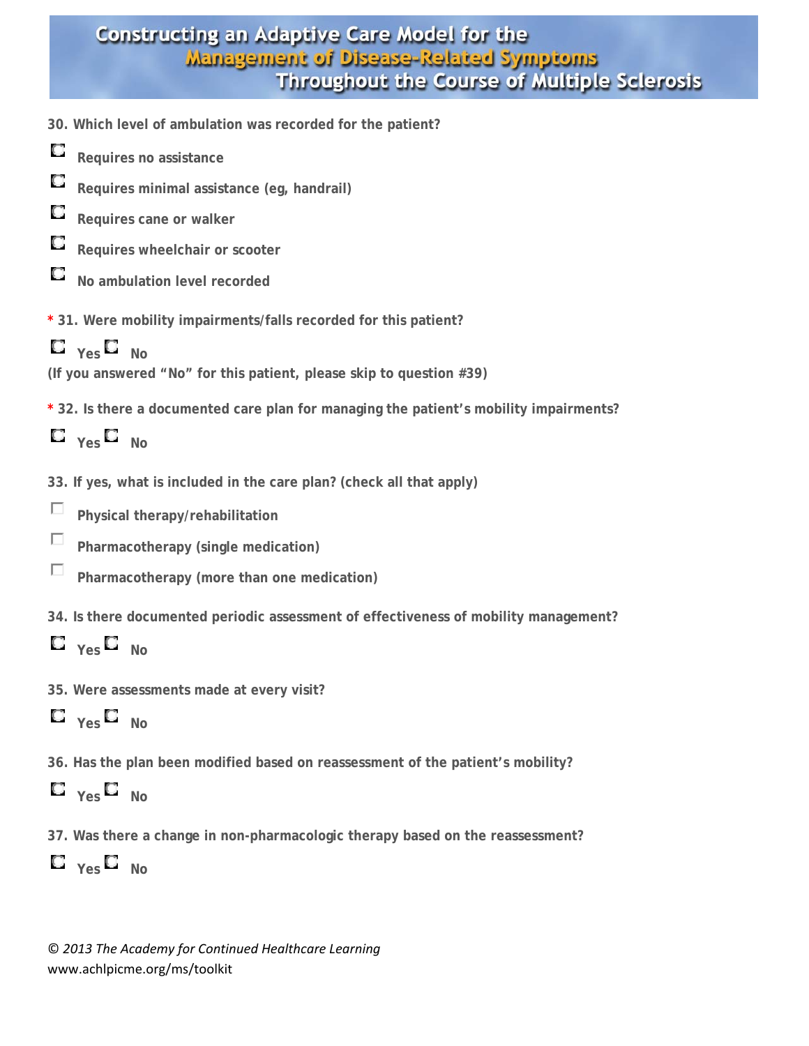30. Which level of ambulation was recorded for the patient?

- Requires no assistance
- Requires minimal assistance (eg, handrail)
- Requires cane or walker
- Requires wheelchair or scooter
- No ambulation level recorded

* 31. Were mobility impairments/falls recorded for this patient?

Yes No

(If you answered "No" for this patient, please skip to question #39)

* 32. Is there a documented care plan for managing the patient's mobility impairments?

Yes No

33. If yes, what is included in the care plan? (check all that apply)

- Physical therapy/rehabilitation
- Pharmacotherapy (single medication)
- Pharmacotherapy (more than one medication)

34. Is there documented periodic assessment of effectiveness of mobility management?

Yes No

35. Were assessments made at every visit?

Yes No

36. Has the plan been modified based on reassessment of the patient's mobility?

Yes No

37. Was there a change in non-pharmacologic therapy based on the reassessment?

Yes No

*© 2013 The Academy for Continued Healthcare Learning*
www.achlpicme.org/ms/toolkit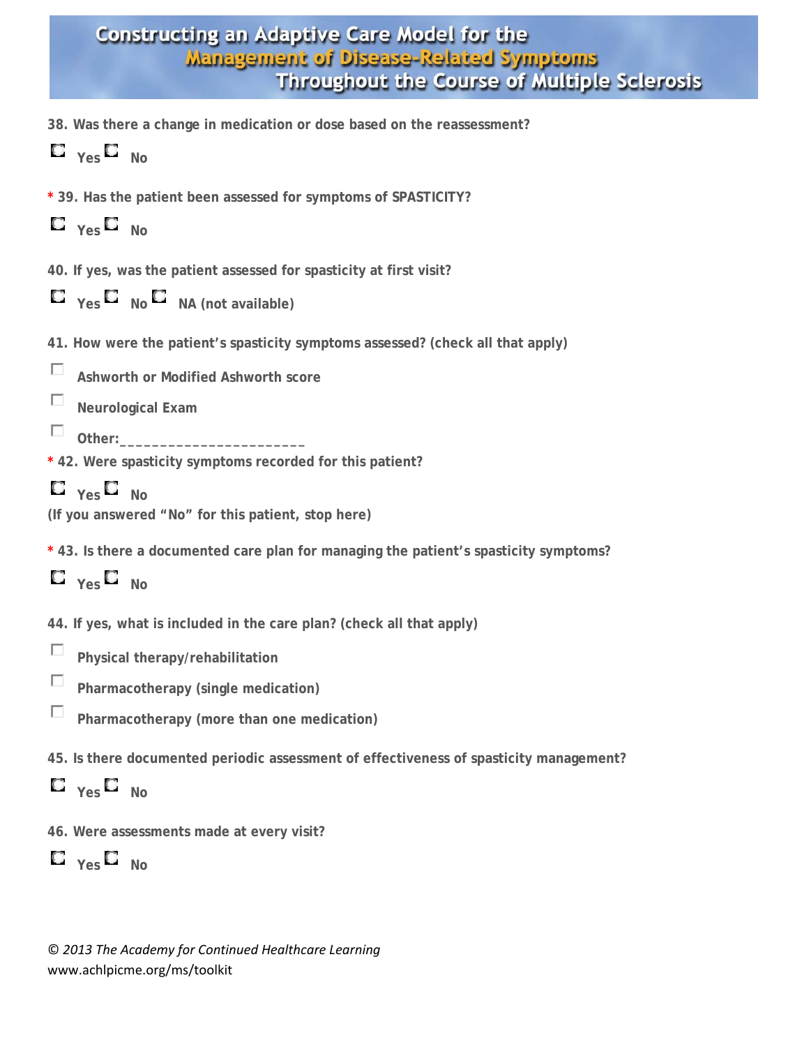38. Was there a change in medication or dose based on the reassessment?

- [ ] Yes
- [ ] No

\* 39. Has the patient been assessed for symptoms of SPASTICITY?

- [ ] Yes
- [ ] No

40. If yes, was the patient assessed for spasticity at first visit?

- [ ] Yes
- [ ] No
- [ ] NA (not available)

41. How were the patient's spasticity symptoms assessed? (check all that apply)

- [ ] Ashworth or Modified Ashworth score
- [ ] Neurological Exam
- [ ] Other:______________________

\* 42. Were spasticity symptoms recorded for this patient?

- [ ] Yes
- [ ] No

(If you answered "No" for this patient, stop here)

\* 43. Is there a documented care plan for managing the patient's spasticity symptoms?

- [ ] Yes
- [ ] No

44. If yes, what is included in the care plan? (check all that apply)

- [ ] Physical therapy/rehabilitation
- [ ] Pharmacotherapy (single medication)
- [ ] Pharmacotherapy (more than one medication)

45. Is there documented periodic assessment of effectiveness of spasticity management?

- [ ] Yes
- [ ] No

46. Were assessments made at every visit?

- [ ] Yes
- [ ] No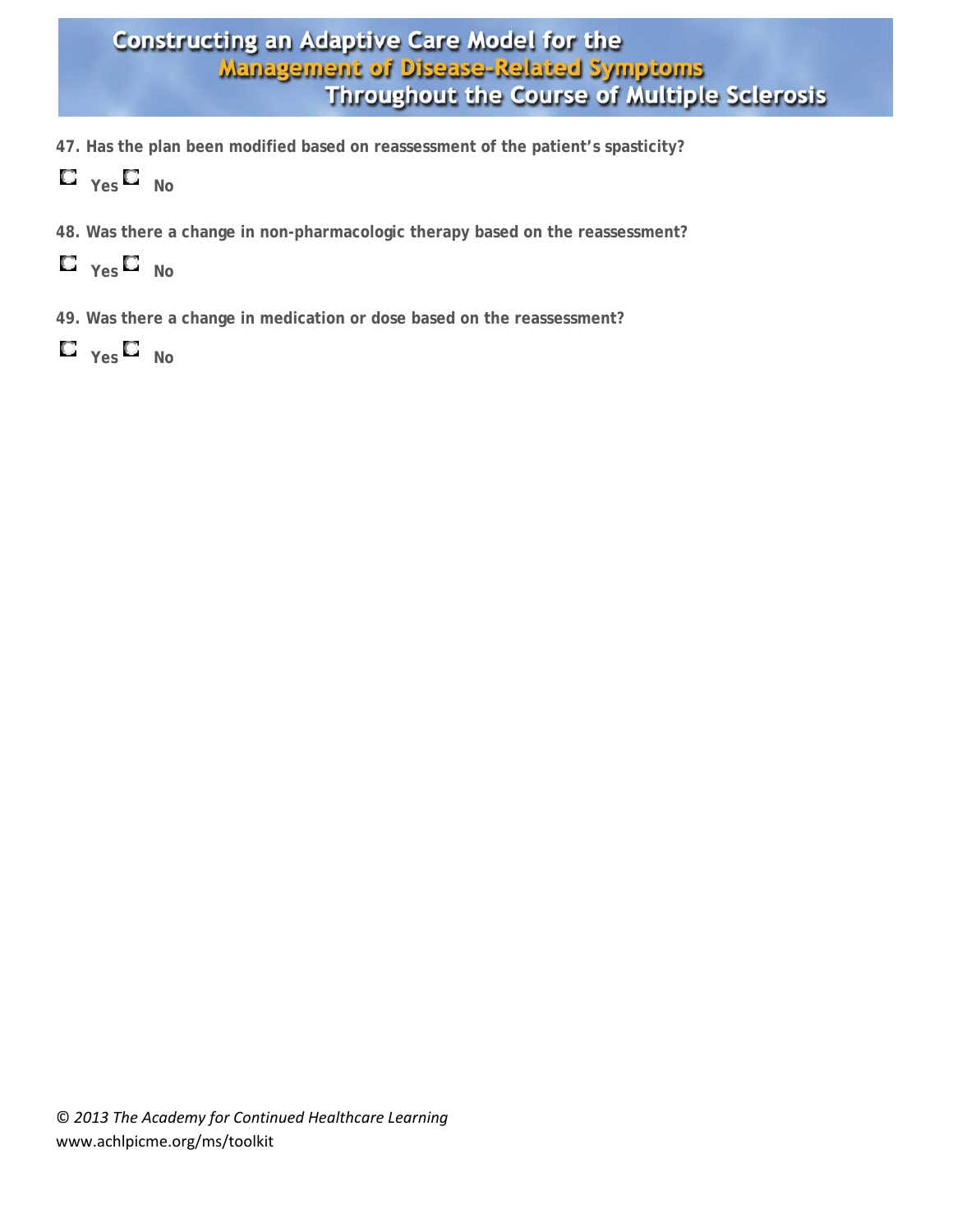**47. Has the plan been modified based on reassessment of the patient's spasticity?**

☐ Yes ☐ No

**48. Was there a change in non-pharmacologic therapy based on the reassessment?**

☐ Yes ☐ No

**49. Was there a change in medication or dose based on the reassessment?**

☐ Yes ☐ No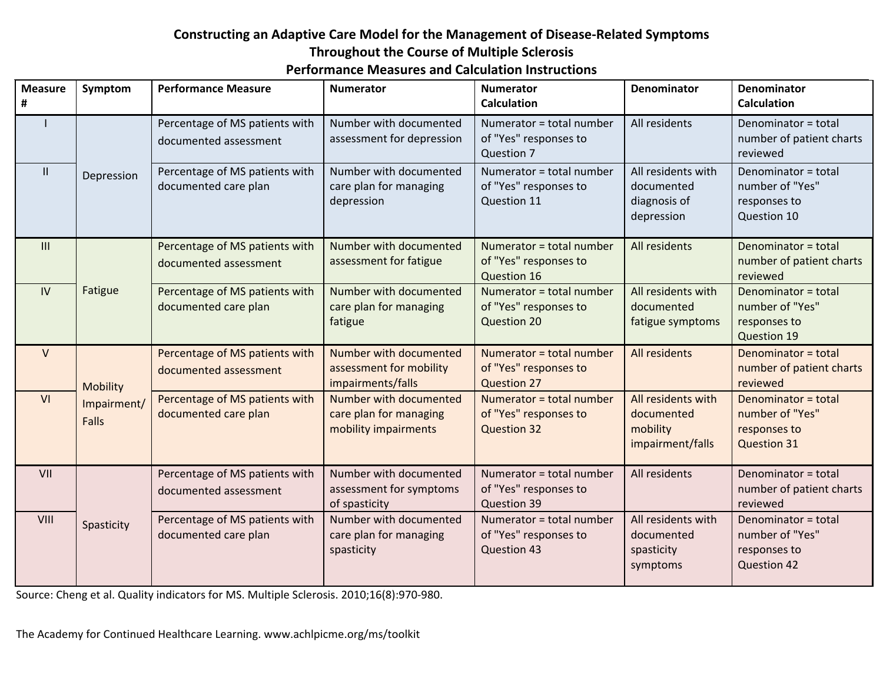# Constructing an Adaptive Care Model for the Management of Disease-Related Symptoms Throughout the Course of Multiple Sclerosis

## Performance Measures and Calculation Instructions

| Measure # | Symptom | Performance Measure | Numerator | Numerator Calculation | Denominator | Denominator Calculation |
|---|---|---|---|---|---|---|
| I | Depression | Percentage of MS patients with documented assessment | Number with documented assessment for depression | Numerator = total number of "Yes" responses to Question 7 | All residents | Denominator = total number of patient charts reviewed |
| II | | Percentage of MS patients with documented care plan | Number with documented care plan for managing depression | Numerator = total number of "Yes" responses to Question 11 | All residents with documented diagnosis of depression | Denominator = total number of "Yes" responses to Question 10 |
| III | Fatigue | Percentage of MS patients with documented assessment | Number with documented assessment for fatigue | Numerator = total number of "Yes" responses to Question 16 | All residents | Denominator = total number of patient charts reviewed |
| IV | | Percentage of MS patients with documented care plan | Number with documented care plan for managing fatigue | Numerator = total number of "Yes" responses to Question 20 | All residents with documented fatigue symptoms | Denominator = total number of "Yes" responses to Question 19 |
| V | Mobility Impairment/ Falls | Percentage of MS patients with documented assessment | Number with documented assessment for mobility impairments/falls | Numerator = total number of "Yes" responses to Question 27 | All residents | Denominator = total number of patient charts reviewed |
| VI | | Percentage of MS patients with documented care plan | Number with documented care plan for managing mobility impairments | Numerator = total number of "Yes" responses to Question 32 | All residents with documented mobility impairment/falls | Denominator = total number of "Yes" responses to Question 31 |
| VII | Spasticity | Percentage of MS patients with documented assessment | Number with documented assessment for symptoms of spasticity | Numerator = total number of "Yes" responses to Question 39 | All residents | Denominator = total number of patient charts reviewed |
| VIII | | Percentage of MS patients with documented care plan | Number with documented care plan for managing spasticity | Numerator = total number of "Yes" responses to Question 43 | All residents with documented spasticity symptoms | Denominator = total number of "Yes" responses to Question 42 |

Source: Cheng et al. Quality indicators for MS. Multiple Sclerosis. 2010;16(8):970-980.

The Academy for Continued Healthcare Learning. www.achlpicme.org/ms/toolkit